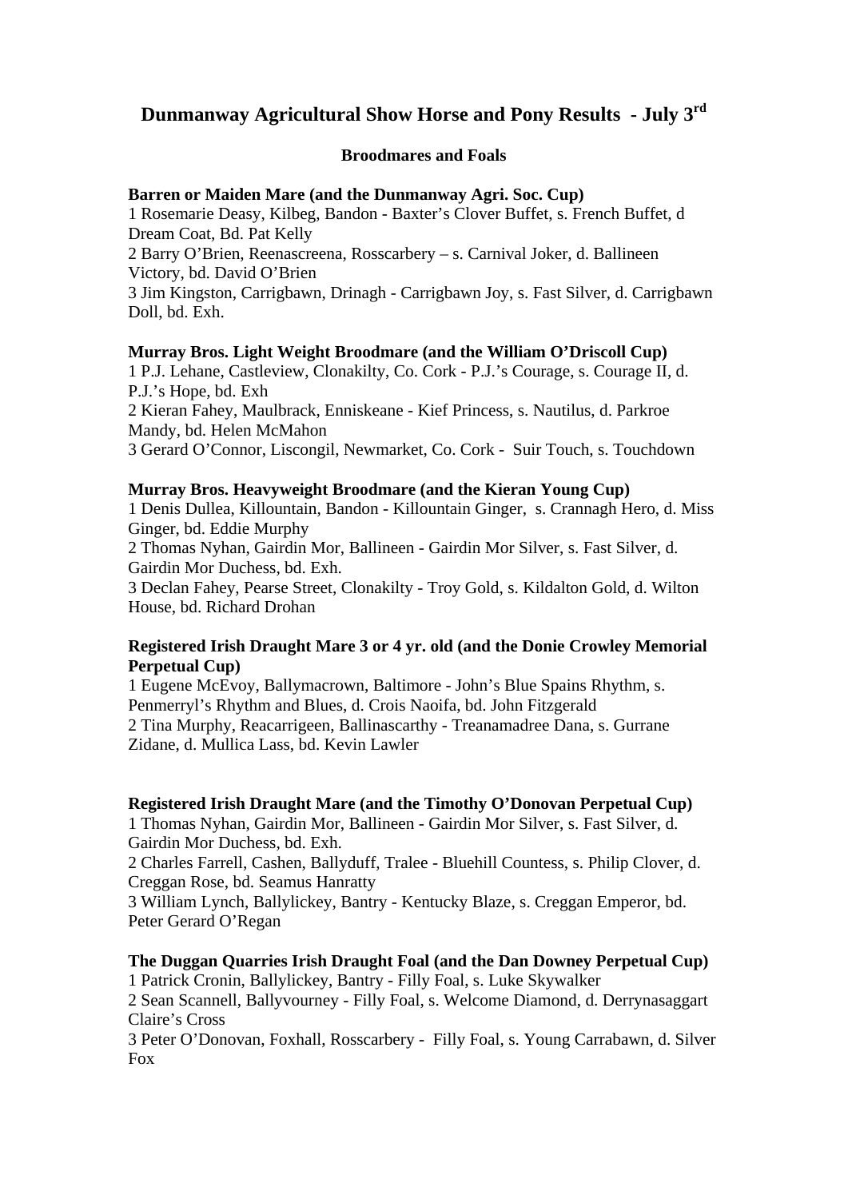# Dunmanway Agricultural Show Horse and Pony Results - July 3rd

## Broodmares and Foals

**Barren or Maiden Mare (and the Dunmanway Agri. Soc. Cup)**
1 Rosemarie Deasy, Kilbeg, Bandon - Baxter's Clover Buffet, s. French Buffet, d Dream Coat, Bd. Pat Kelly
2 Barry O'Brien, Reenascreena, Rosscarbery – s. Carnival Joker, d. Ballineen Victory, bd. David O'Brien
3 Jim Kingston, Carrigbawn, Drinagh - Carrigbawn Joy, s. Fast Silver, d. Carrigbawn Doll, bd. Exh.

**Murray Bros. Light Weight Broodmare (and the William O'Driscoll Cup)**
1 P.J. Lehane, Castleview, Clonakilty, Co. Cork - P.J.'s Courage, s. Courage II, d. P.J.'s Hope, bd. Exh
2 Kieran Fahey, Maulbrack, Enniskeane - Kief Princess, s. Nautilus, d. Parkroe Mandy, bd. Helen McMahon
3 Gerard O'Connor, Liscongil, Newmarket, Co. Cork - Suir Touch, s. Touchdown

**Murray Bros. Heavyweight Broodmare (and the Kieran Young Cup)**
1 Denis Dullea, Killountain, Bandon - Killountain Ginger, s. Crannagh Hero, d. Miss Ginger, bd. Eddie Murphy
2 Thomas Nyhan, Gairdin Mor, Ballineen - Gairdin Mor Silver, s. Fast Silver, d. Gairdin Mor Duchess, bd. Exh.
3 Declan Fahey, Pearse Street, Clonakilty - Troy Gold, s. Kildalton Gold, d. Wilton House, bd. Richard Drohan

**Registered Irish Draught Mare 3 or 4 yr. old (and the Donie Crowley Memorial Perpetual Cup)**
1 Eugene McEvoy, Ballymacrown, Baltimore - John's Blue Spains Rhythm, s. Penmerryl's Rhythm and Blues, d. Crois Naoifa, bd. John Fitzgerald
2 Tina Murphy, Reacarrigeen, Ballinascarthy - Treanamadree Dana, s. Gurrane Zidane, d. Mullica Lass, bd. Kevin Lawler

**Registered Irish Draught Mare (and the Timothy O'Donovan Perpetual Cup)**
1 Thomas Nyhan, Gairdin Mor, Ballineen - Gairdin Mor Silver, s. Fast Silver, d. Gairdin Mor Duchess, bd. Exh.
2 Charles Farrell, Cashen, Ballyduff, Tralee - Bluehill Countess, s. Philip Clover, d. Creggan Rose, bd. Seamus Hanratty
3 William Lynch, Ballylickey, Bantry - Kentucky Blaze, s. Creggan Emperor, bd. Peter Gerard O'Regan

**The Duggan Quarries Irish Draught Foal (and the Dan Downey Perpetual Cup)**
1 Patrick Cronin, Ballylickey, Bantry - Filly Foal, s. Luke Skywalker
2 Sean Scannell, Ballyvourney - Filly Foal, s. Welcome Diamond, d. Derrynasaggart Claire's Cross
3 Peter O'Donovan, Foxhall, Rosscarbery - Filly Foal, s. Young Carrabawn, d. Silver Fox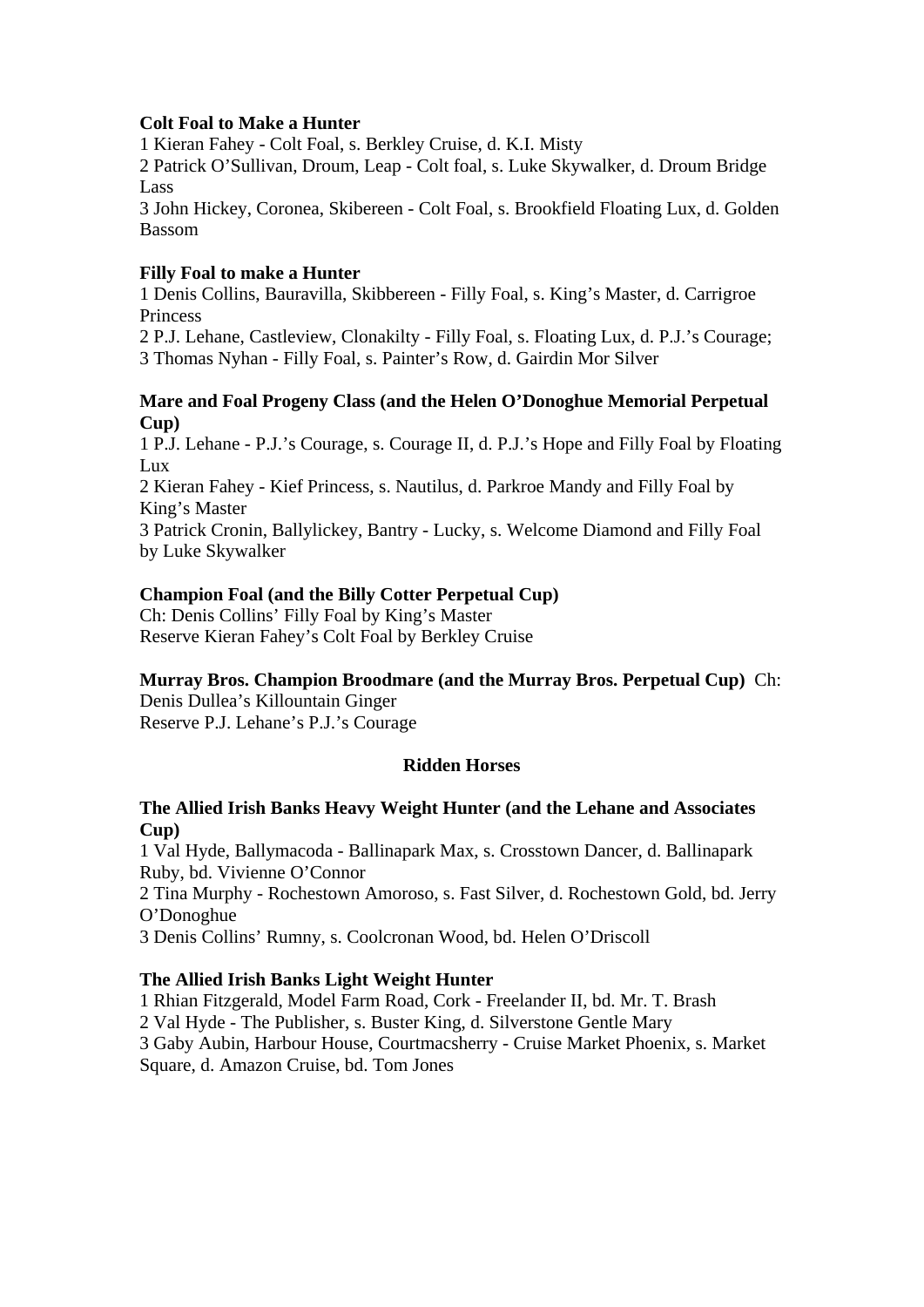**Colt Foal to Make a Hunter**

1 Kieran Fahey - Colt Foal, s. Berkley Cruise, d. K.I. Misty
2 Patrick O'Sullivan, Droum, Leap - Colt foal, s. Luke Skywalker, d. Droum Bridge Lass
3 John Hickey, Coronea, Skibereen - Colt Foal, s. Brookfield Floating Lux, d. Golden Bassom

**Filly Foal to make a Hunter**

1 Denis Collins, Bauravilla, Skibbereen - Filly Foal, s. King's Master, d. Carrigroe Princess
2 P.J. Lehane, Castleview, Clonakilty - Filly Foal, s. Floating Lux, d. P.J.'s Courage;
3 Thomas Nyhan - Filly Foal, s. Painter's Row, d. Gairdin Mor Silver

**Mare and Foal Progeny Class (and the Helen O'Donoghue Memorial Perpetual Cup)**

1 P.J. Lehane - P.J.'s Courage, s. Courage II, d. P.J.'s Hope and Filly Foal by Floating Lux
2 Kieran Fahey - Kief Princess, s. Nautilus, d. Parkroe Mandy and Filly Foal by King's Master
3 Patrick Cronin, Ballylickey, Bantry - Lucky, s. Welcome Diamond and Filly Foal by Luke Skywalker

**Champion Foal (and the Billy Cotter Perpetual Cup)**

Ch: Denis Collins' Filly Foal by King's Master
Reserve Kieran Fahey's Colt Foal by Berkley Cruise

**Murray Bros. Champion Broodmare (and the Murray Bros. Perpetual Cup)** Ch: Denis Dullea's Killountain Ginger
Reserve P.J. Lehane's P.J.'s Courage

## Ridden Horses

**The Allied Irish Banks Heavy Weight Hunter (and the Lehane and Associates Cup)**

1 Val Hyde, Ballymacoda - Ballinapark Max, s. Crosstown Dancer, d. Ballinapark Ruby, bd. Vivienne O'Connor
2 Tina Murphy - Rochestown Amoroso, s. Fast Silver, d. Rochestown Gold, bd. Jerry O'Donoghue
3 Denis Collins' Rumny, s. Coolcronan Wood, bd. Helen O'Driscoll

**The Allied Irish Banks Light Weight Hunter**

1 Rhian Fitzgerald, Model Farm Road, Cork - Freelander II, bd. Mr. T. Brash
2 Val Hyde - The Publisher, s. Buster King, d. Silverstone Gentle Mary
3 Gaby Aubin, Harbour House, Courtmacsherry - Cruise Market Phoenix, s. Market Square, d. Amazon Cruise, bd. Tom Jones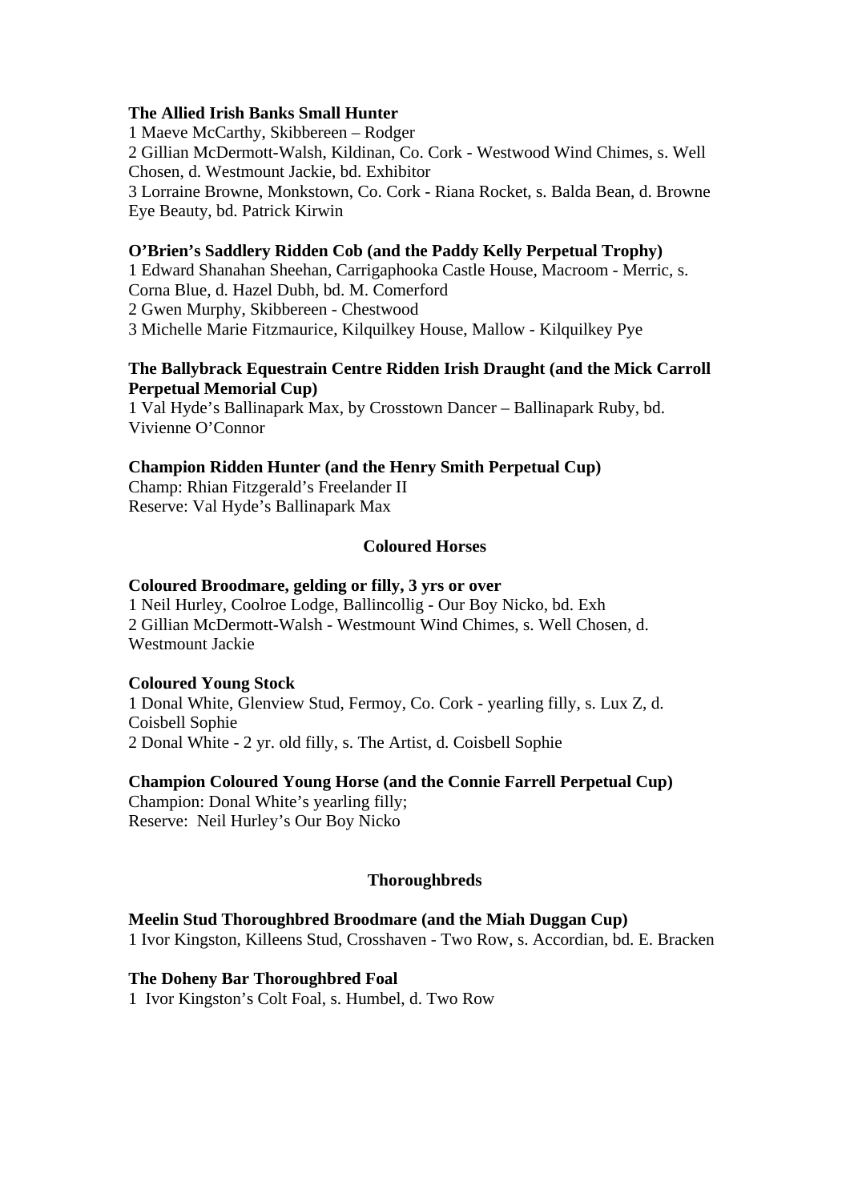**The Allied Irish Banks Small Hunter**
1 Maeve McCarthy, Skibbereen – Rodger
2 Gillian McDermott-Walsh, Kildinan, Co. Cork - Westwood Wind Chimes, s. Well Chosen, d. Westmount Jackie, bd. Exhibitor
3 Lorraine Browne, Monkstown, Co. Cork - Riana Rocket, s. Balda Bean, d. Browne Eye Beauty, bd. Patrick Kirwin

**O'Brien's Saddlery Ridden Cob (and the Paddy Kelly Perpetual Trophy)**
1 Edward Shanahan Sheehan, Carrigaphooka Castle House, Macroom - Merric, s. Corna Blue, d. Hazel Dubh, bd. M. Comerford
2 Gwen Murphy, Skibbereen - Chestwood
3 Michelle Marie Fitzmaurice, Kilquilkey House, Mallow - Kilquilkey Pye

**The Ballybrack Equestrain Centre Ridden Irish Draught (and the Mick Carroll Perpetual Memorial Cup)**
1 Val Hyde's Ballinapark Max, by Crosstown Dancer – Ballinapark Ruby, bd. Vivienne O'Connor

**Champion Ridden Hunter (and the Henry Smith Perpetual Cup)**
Champ: Rhian Fitzgerald's Freelander II
Reserve: Val Hyde's Ballinapark Max

## Coloured Horses

**Coloured Broodmare, gelding or filly, 3 yrs or over**
1 Neil Hurley, Coolroe Lodge, Ballincollig - Our Boy Nicko, bd. Exh
2 Gillian McDermott-Walsh - Westmount Wind Chimes, s. Well Chosen, d. Westmount Jackie

**Coloured Young Stock**
1 Donal White, Glenview Stud, Fermoy, Co. Cork - yearling filly, s. Lux Z, d. Coisbell Sophie
2 Donal White - 2 yr. old filly, s. The Artist, d. Coisbell Sophie

**Champion Coloured Young Horse (and the Connie Farrell Perpetual Cup)**
Champion: Donal White's yearling filly;
Reserve: Neil Hurley's Our Boy Nicko

## Thoroughbreds

**Meelin Stud Thoroughbred Broodmare (and the Miah Duggan Cup)**
1 Ivor Kingston, Killeens Stud, Crosshaven - Two Row, s. Accordian, bd. E. Bracken

**The Doheny Bar Thoroughbred Foal**
1 Ivor Kingston's Colt Foal, s. Humbel, d. Two Row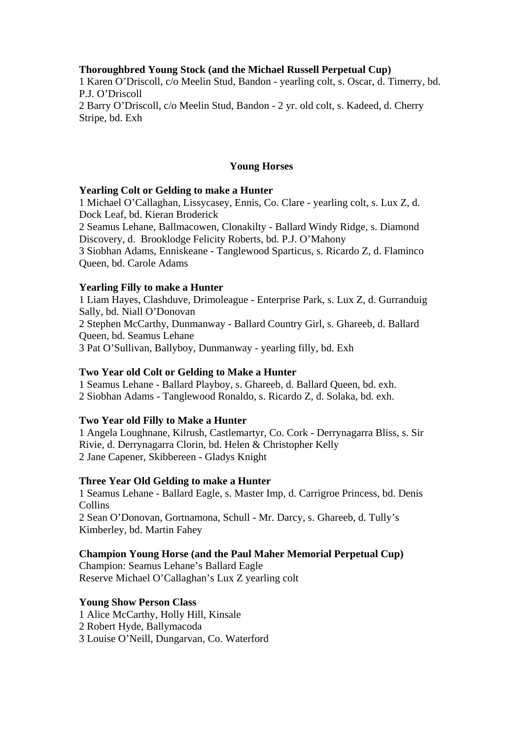**Thoroughbred Young Stock (and the Michael Russell Perpetual Cup)**
1 Karen O'Driscoll, c/o Meelin Stud, Bandon - yearling colt, s. Oscar, d. Timerry, bd. P.J. O'Driscoll
2 Barry O'Driscoll, c/o Meelin Stud, Bandon - 2 yr. old colt, s. Kadeed, d. Cherry Stripe, bd. Exh

## Young Horses

**Yearling Colt or Gelding to make a Hunter**
1 Michael O'Callaghan, Lissycasey, Ennis, Co. Clare - yearling colt, s. Lux Z, d. Dock Leaf, bd. Kieran Broderick
2 Seamus Lehane, Ballmacowen, Clonakilty - Ballard Windy Ridge, s. Diamond Discovery, d. Brooklodge Felicity Roberts, bd. P.J. O'Mahony
3 Siobhan Adams, Enniskeane - Tanglewood Sparticus, s. Ricardo Z, d. Flaminco Queen, bd. Carole Adams

**Yearling Filly to make a Hunter**
1 Liam Hayes, Clashduve, Drimoleague - Enterprise Park, s. Lux Z, d. Gurranduig Sally, bd. Niall O'Donovan
2 Stephen McCarthy, Dunmanway - Ballard Country Girl, s. Ghareeb, d. Ballard Queen, bd. Seamus Lehane
3 Pat O'Sullivan, Ballyboy, Dunmanway - yearling filly, bd. Exh

**Two Year old Colt or Gelding to Make a Hunter**
1 Seamus Lehane - Ballard Playboy, s. Ghareeb, d. Ballard Queen, bd. exh.
2 Siobhan Adams - Tanglewood Ronaldo, s. Ricardo Z, d. Solaka, bd. exh.

**Two Year old Filly to Make a Hunter**
1 Angela Loughnane, Kilrush, Castlemartyr, Co. Cork - Derrynagarra Bliss, s. Sir Rivie, d. Derrynagarra Clorin, bd. Helen & Christopher Kelly
2 Jane Capener, Skibbereen - Gladys Knight

**Three Year Old Gelding to make a Hunter**
1 Seamus Lehane - Ballard Eagle, s. Master Imp, d. Carrigroe Princess, bd. Denis Collins
2 Sean O'Donovan, Gortnamona, Schull - Mr. Darcy, s. Ghareeb, d. Tully's Kimberley, bd. Martin Fahey

**Champion Young Horse (and the Paul Maher Memorial Perpetual Cup)**
Champion: Seamus Lehane's Ballard Eagle
Reserve Michael O'Callaghan's Lux Z yearling colt

**Young Show Person Class**
1 Alice McCarthy, Holly Hill, Kinsale
2 Robert Hyde, Ballymacoda
3 Louise O'Neill, Dungarvan, Co. Waterford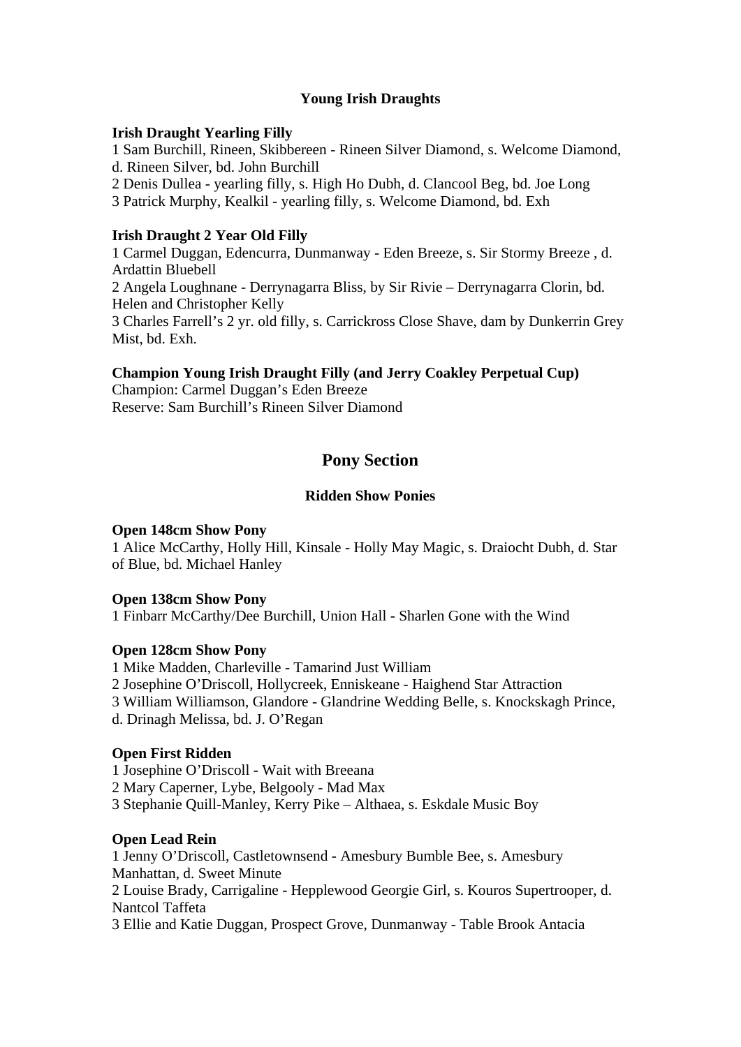### Young Irish Draughts

**Irish Draught Yearling Filly**

1 Sam Burchill, Rineen, Skibbereen - Rineen Silver Diamond, s. Welcome Diamond, d. Rineen Silver, bd. John Burchill
2 Denis Dullea - yearling filly, s. High Ho Dubh, d. Clancool Beg, bd. Joe Long
3 Patrick Murphy, Kealkil - yearling filly, s. Welcome Diamond, bd. Exh

**Irish Draught 2 Year Old Filly**

1 Carmel Duggan, Edencurra, Dunmanway - Eden Breeze, s. Sir Stormy Breeze , d. Ardattin Bluebell
2 Angela Loughnane - Derrynagarra Bliss, by Sir Rivie – Derrynagarra Clorin, bd. Helen and Christopher Kelly
3 Charles Farrell's 2 yr. old filly, s. Carrickross Close Shave, dam by Dunkerrin Grey Mist, bd. Exh.

**Champion Young Irish Draught Filly (and Jerry Coakley Perpetual Cup)**

Champion: Carmel Duggan's Eden Breeze
Reserve: Sam Burchill's Rineen Silver Diamond

## Pony Section

### Ridden Show Ponies

**Open 148cm Show Pony**

1 Alice McCarthy, Holly Hill, Kinsale - Holly May Magic, s. Draiocht Dubh, d. Star of Blue, bd. Michael Hanley

**Open 138cm Show Pony**

1 Finbarr McCarthy/Dee Burchill, Union Hall - Sharlen Gone with the Wind

**Open 128cm Show Pony**

1 Mike Madden, Charleville - Tamarind Just William
2 Josephine O'Driscoll, Hollycreek, Enniskeane - Haighend Star Attraction
3 William Williamson, Glandore - Glandrine Wedding Belle, s. Knockskagh Prince, d. Drinagh Melissa, bd. J. O'Regan

**Open First Ridden**

1 Josephine O'Driscoll - Wait with Breeana
2 Mary Caperner, Lybe, Belgooly - Mad Max
3 Stephanie Quill-Manley, Kerry Pike – Althaea, s. Eskdale Music Boy

**Open Lead Rein**

1 Jenny O'Driscoll, Castletownsend - Amesbury Bumble Bee, s. Amesbury Manhattan, d. Sweet Minute
2 Louise Brady, Carrigaline - Hepplewood Georgie Girl, s. Kouros Supertrooper, d. Nantcol Taffeta
3 Ellie and Katie Duggan, Prospect Grove, Dunmanway - Table Brook Antacia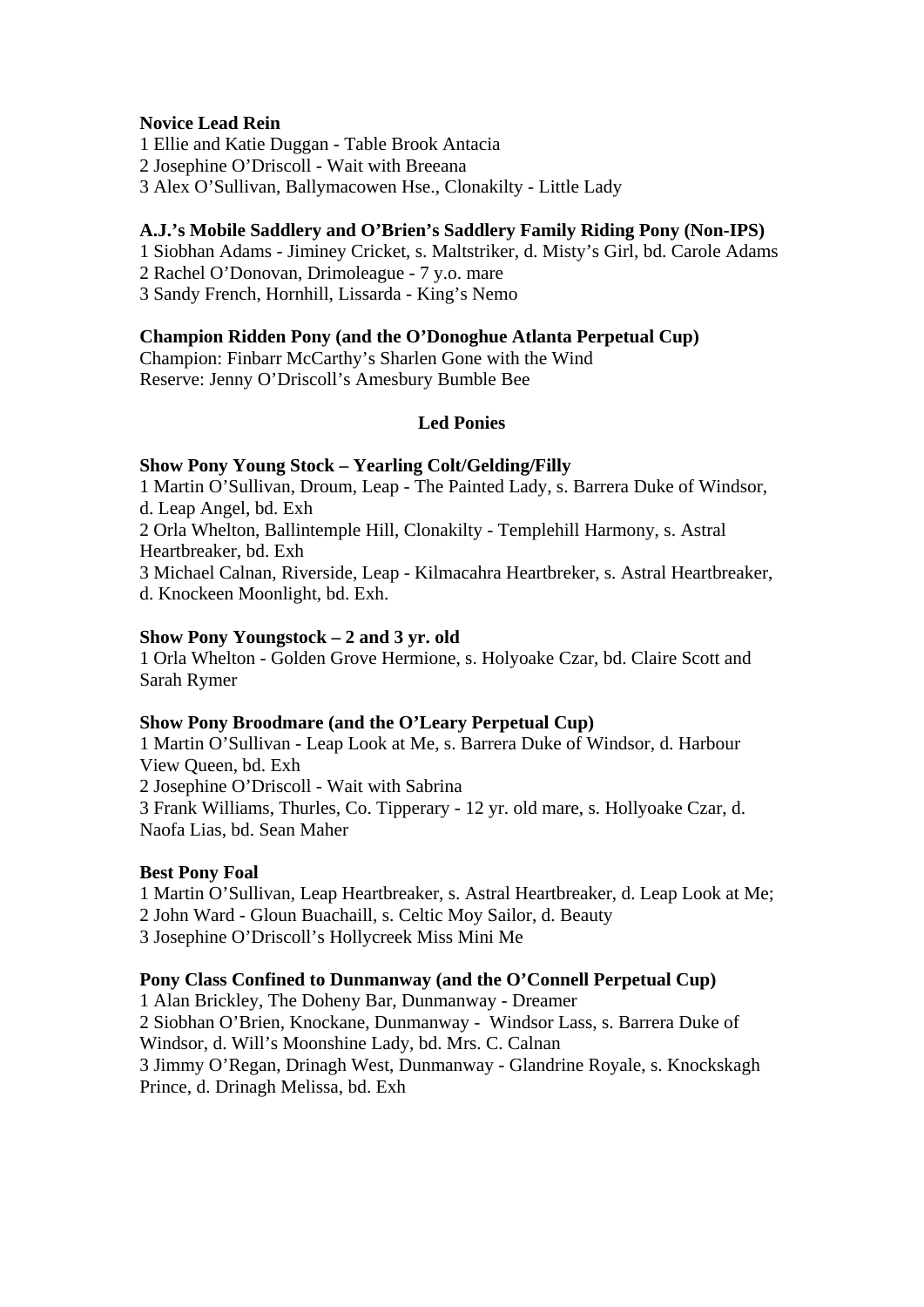**Novice Lead Rein**
1 Ellie and Katie Duggan - Table Brook Antacia
2 Josephine O'Driscoll - Wait with Breeana
3 Alex O'Sullivan, Ballymacowen Hse., Clonakilty - Little Lady

**A.J.'s Mobile Saddlery and O'Brien's Saddlery Family Riding Pony (Non-IPS)**
1 Siobhan Adams - Jiminey Cricket, s. Maltstriker, d. Misty's Girl, bd. Carole Adams
2 Rachel O'Donovan, Drimoleague - 7 y.o. mare
3 Sandy French, Hornhill, Lissarda - King's Nemo

**Champion Ridden Pony (and the O'Donoghue Atlanta Perpetual Cup)**
Champion: Finbarr McCarthy's Sharlen Gone with the Wind
Reserve: Jenny O'Driscoll's Amesbury Bumble Bee

## Led Ponies

**Show Pony Young Stock – Yearling Colt/Gelding/Filly**
1 Martin O'Sullivan, Droum, Leap - The Painted Lady, s. Barrera Duke of Windsor, d. Leap Angel, bd. Exh
2 Orla Whelton, Ballintemple Hill, Clonakilty - Templehill Harmony, s. Astral Heartbreaker, bd. Exh
3 Michael Calnan, Riverside, Leap - Kilmacahra Heartbreker, s. Astral Heartbreaker, d. Knockeen Moonlight, bd. Exh.

**Show Pony Youngstock – 2 and 3 yr. old**
1 Orla Whelton - Golden Grove Hermione, s. Holyoake Czar, bd. Claire Scott and Sarah Rymer

**Show Pony Broodmare (and the O'Leary Perpetual Cup)**
1 Martin O'Sullivan - Leap Look at Me, s. Barrera Duke of Windsor, d. Harbour View Queen, bd. Exh
2 Josephine O'Driscoll - Wait with Sabrina
3 Frank Williams, Thurles, Co. Tipperary - 12 yr. old mare, s. Hollyoake Czar, d. Naofa Lias, bd. Sean Maher

**Best Pony Foal**
1 Martin O'Sullivan, Leap Heartbreaker, s. Astral Heartbreaker, d. Leap Look at Me;
2 John Ward - Gloun Buachaill, s. Celtic Moy Sailor, d. Beauty
3 Josephine O'Driscoll's Hollycreek Miss Mini Me

**Pony Class Confined to Dunmanway (and the O'Connell Perpetual Cup)**
1 Alan Brickley, The Doheny Bar, Dunmanway - Dreamer
2 Siobhan O'Brien, Knockane, Dunmanway - Windsor Lass, s. Barrera Duke of Windsor, d. Will's Moonshine Lady, bd. Mrs. C. Calnan
3 Jimmy O'Regan, Drinagh West, Dunmanway - Glandrine Royale, s. Knockskagh Prince, d. Drinagh Melissa, bd. Exh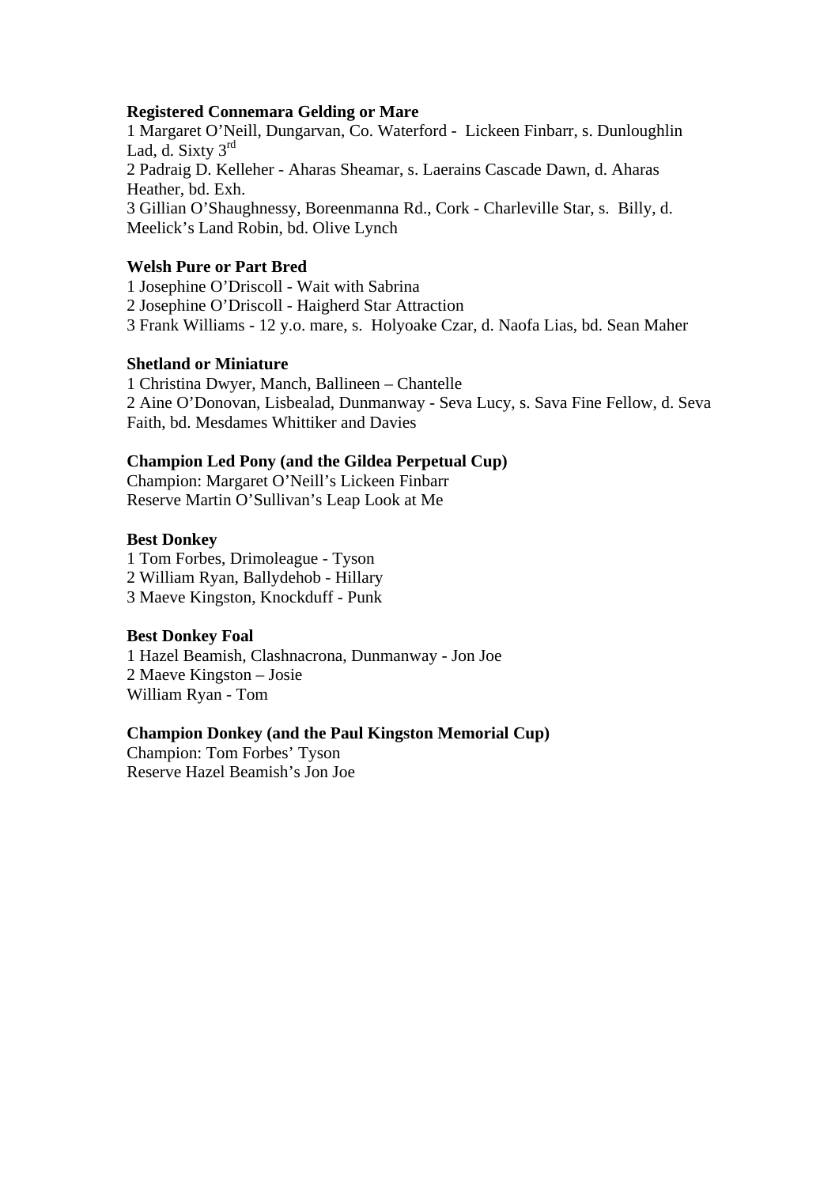**Registered Connemara Gelding or Mare**
1 Margaret O'Neill, Dungarvan, Co. Waterford - Lickeen Finbarr, s. Dunloughlin Lad, d. Sixty 3rd
2 Padraig D. Kelleher - Aharas Sheamar, s. Laerains Cascade Dawn, d. Aharas Heather, bd. Exh.
3 Gillian O'Shaughnessy, Boreenmanna Rd., Cork - Charleville Star, s. Billy, d. Meelick's Land Robin, bd. Olive Lynch

**Welsh Pure or Part Bred**
1 Josephine O'Driscoll - Wait with Sabrina
2 Josephine O'Driscoll - Haigherd Star Attraction
3 Frank Williams - 12 y.o. mare, s. Holyoake Czar, d. Naofa Lias, bd. Sean Maher

**Shetland or Miniature**
1 Christina Dwyer, Manch, Ballineen – Chantelle
2 Aine O'Donovan, Lisbealad, Dunmanway - Seva Lucy, s. Sava Fine Fellow, d. Seva Faith, bd. Mesdames Whittiker and Davies

**Champion Led Pony (and the Gildea Perpetual Cup)**
Champion: Margaret O'Neill's Lickeen Finbarr
Reserve Martin O'Sullivan's Leap Look at Me

**Best Donkey**
1 Tom Forbes, Drimoleague - Tyson
2 William Ryan, Ballydehob - Hillary
3 Maeve Kingston, Knockduff - Punk

**Best Donkey Foal**
1 Hazel Beamish, Clashnacrona, Dunmanway - Jon Joe
2 Maeve Kingston – Josie
William Ryan - Tom

**Champion Donkey (and the Paul Kingston Memorial Cup)**
Champion: Tom Forbes' Tyson
Reserve Hazel Beamish's Jon Joe